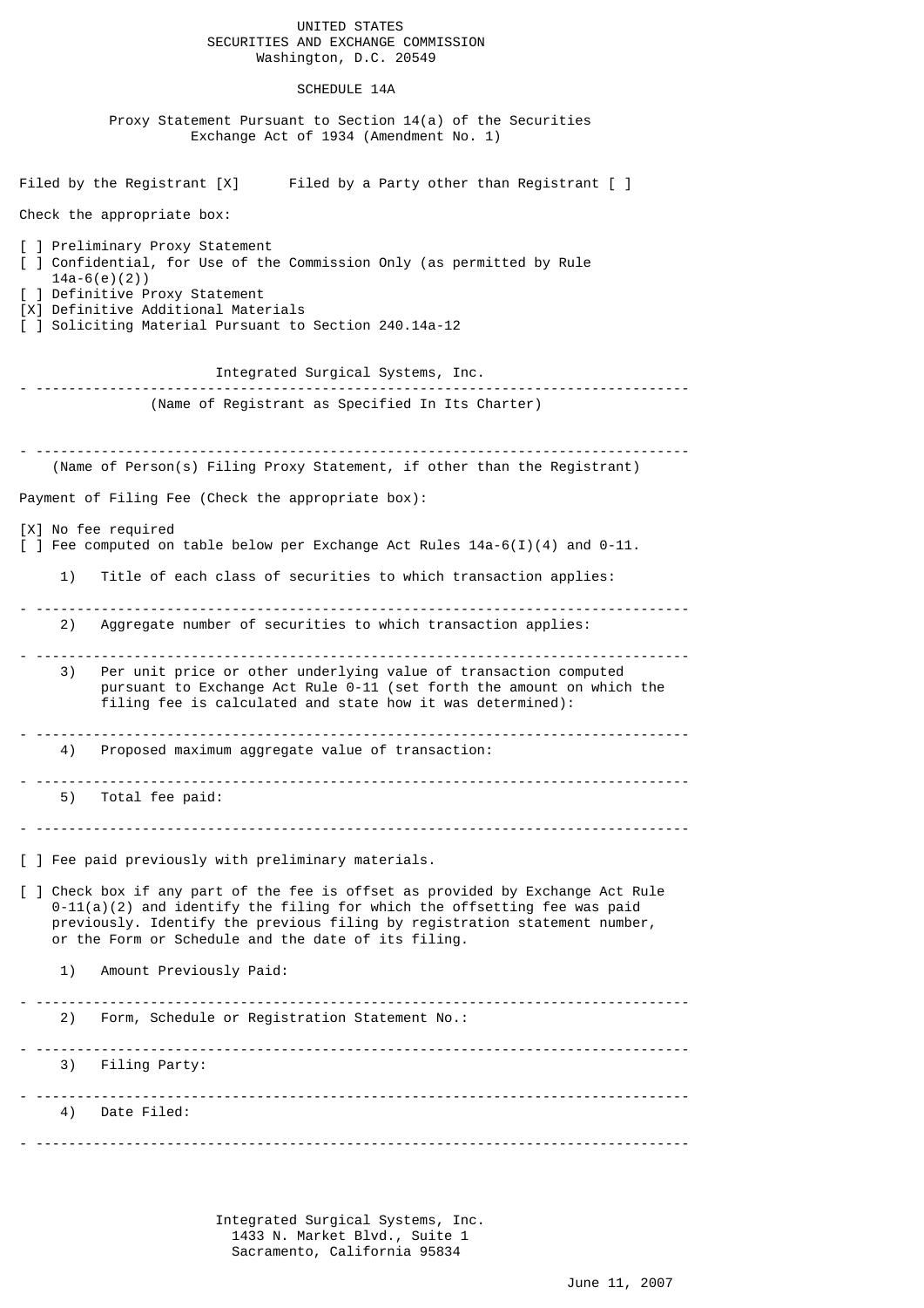UNITED STATES
SECURITIES AND EXCHANGE COMMISSION
Washington, D.C. 20549

SCHEDULE 14A

Proxy Statement Pursuant to Section 14(a) of the Securities Exchange Act of 1934 (Amendment No. 1)

Filed by the Registrant [X]      Filed by a Party other than Registrant [ ]

Check the appropriate box:

[ ] Preliminary Proxy Statement
[ ] Confidential, for Use of the Commission Only (as permitted by Rule 14a-6(e)(2))
[ ] Definitive Proxy Statement
[X] Definitive Additional Materials
[ ] Soliciting Material Pursuant to Section 240.14a-12

Integrated Surgical Systems, Inc.

---

(Name of Registrant as Specified In Its Charter)

---

(Name of Person(s) Filing Proxy Statement, if other than the Registrant)

Payment of Filing Fee (Check the appropriate box):

[X] No fee required
[ ] Fee computed on table below per Exchange Act Rules 14a-6(I)(4) and 0-11.

1) Title of each class of securities to which transaction applies:

---

2) Aggregate number of securities to which transaction applies:

---

3) Per unit price or other underlying value of transaction computed pursuant to Exchange Act Rule 0-11 (set forth the amount on which the filing fee is calculated and state how it was determined):

---

4) Proposed maximum aggregate value of transaction:

---

5) Total fee paid:

---

[ ] Fee paid previously with preliminary materials.

[ ] Check box if any part of the fee is offset as provided by Exchange Act Rule 0-11(a)(2) and identify the filing for which the offsetting fee was paid previously. Identify the previous filing by registration statement number, or the Form or Schedule and the date of its filing.

1) Amount Previously Paid:

---

2) Form, Schedule or Registration Statement No.:

---

3) Filing Party:

---

4) Date Filed:

---

Integrated Surgical Systems, Inc.
1433 N. Market Blvd., Suite 1
Sacramento, California 95834

June 11, 2007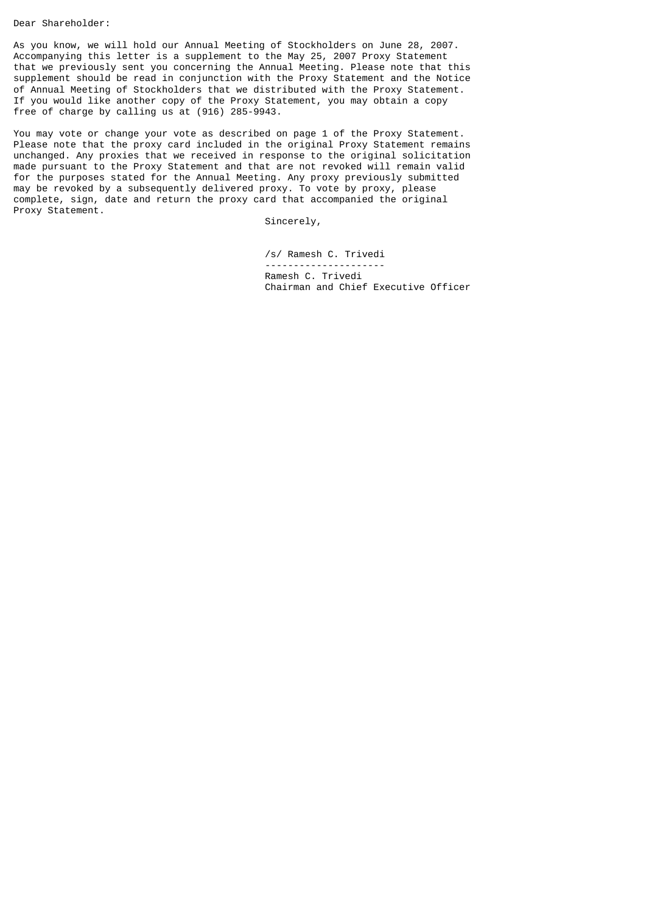Dear Shareholder:

As you know, we will hold our Annual Meeting of Stockholders on June 28, 2007. Accompanying this letter is a supplement to the May 25, 2007 Proxy Statement that we previously sent you concerning the Annual Meeting. Please note that this supplement should be read in conjunction with the Proxy Statement and the Notice of Annual Meeting of Stockholders that we distributed with the Proxy Statement. If you would like another copy of the Proxy Statement, you may obtain a copy free of charge by calling us at (916) 285-9943.

You may vote or change your vote as described on page 1 of the Proxy Statement. Please note that the proxy card included in the original Proxy Statement remains unchanged. Any proxies that we received in response to the original solicitation made pursuant to the Proxy Statement and that are not revoked will remain valid for the purposes stated for the Annual Meeting. Any proxy previously submitted may be revoked by a subsequently delivered proxy. To vote by proxy, please complete, sign, date and return the proxy card that accompanied the original Proxy Statement.

Sincerely,

/s/ Ramesh C. Trivedi

Ramesh C. Trivedi
Chairman and Chief Executive Officer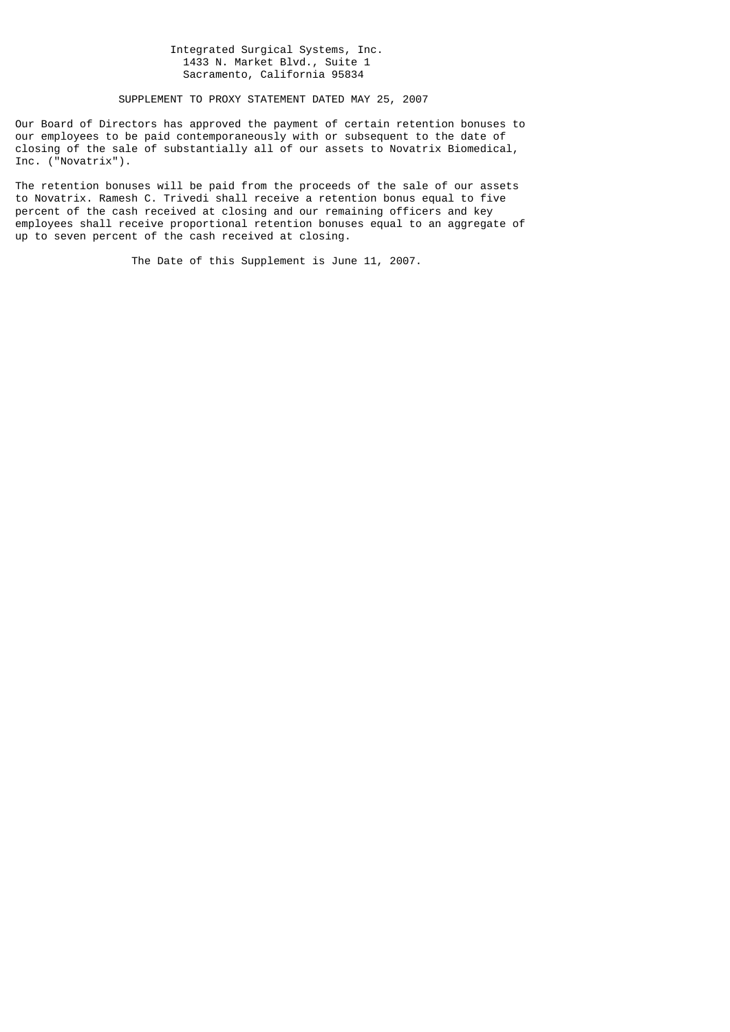Integrated Surgical Systems, Inc.
1433 N. Market Blvd., Suite 1
Sacramento, California 95834

SUPPLEMENT TO PROXY STATEMENT DATED MAY 25, 2007

Our Board of Directors has approved the payment of certain retention bonuses to our employees to be paid contemporaneously with or subsequent to the date of closing of the sale of substantially all of our assets to Novatrix Biomedical, Inc. ("Novatrix").

The retention bonuses will be paid from the proceeds of the sale of our assets to Novatrix. Ramesh C. Trivedi shall receive a retention bonus equal to five percent of the cash received at closing and our remaining officers and key employees shall receive proportional retention bonuses equal to an aggregate of up to seven percent of the cash received at closing.

The Date of this Supplement is June 11, 2007.